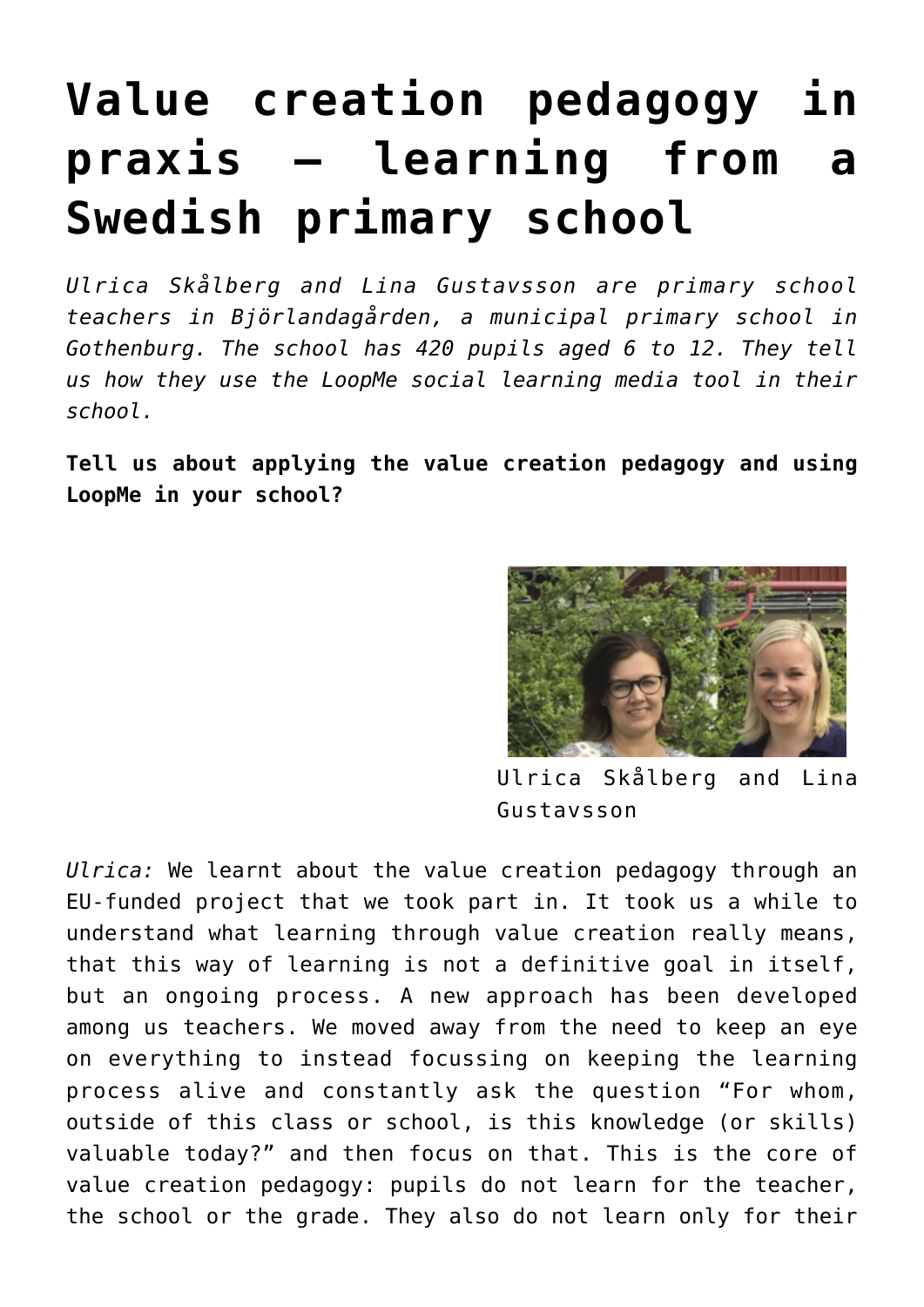# Value creation pedagogy in praxis – learning from a Swedish primary school

*Ulrica Skålberg and Lina Gustavsson are primary school teachers in Björlandagården, a municipal primary school in Gothenburg. The school has 420 pupils aged 6 to 12. They tell us how they use the LoopMe social learning media tool in their school.*

**Tell us about applying the value creation pedagogy and using LoopMe in your school?**

Ulrica Skålberg and Lina Gustavsson

*Ulrica:* We learnt about the value creation pedagogy through an EU-funded project that we took part in. It took us a while to understand what learning through value creation really means, that this way of learning is not a definitive goal in itself, but an ongoing process. A new approach has been developed among us teachers. We moved away from the need to keep an eye on everything to instead focussing on keeping the learning process alive and constantly ask the question "For whom, outside of this class or school, is this knowledge (or skills) valuable today?" and then focus on that. This is the core of value creation pedagogy: pupils do not learn for the teacher, the school or the grade. They also do not learn only for their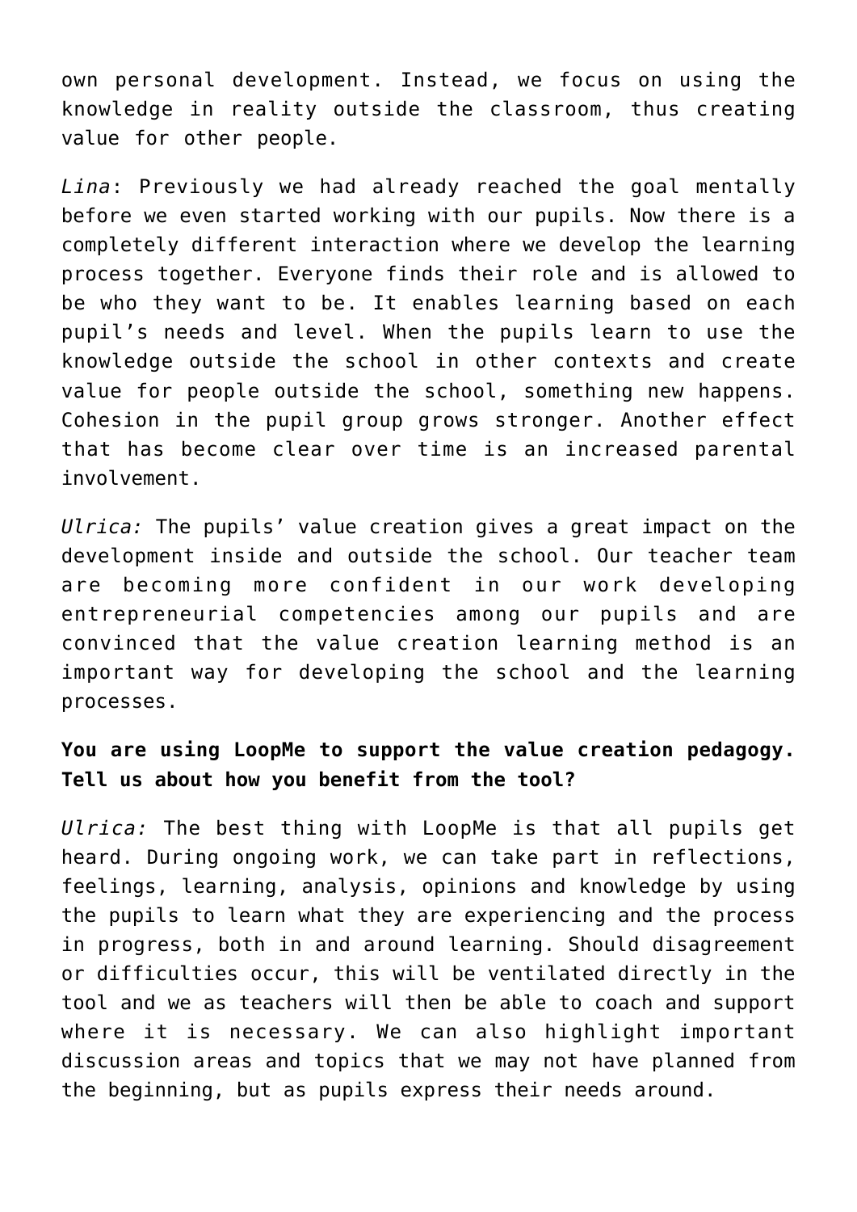own personal development. Instead, we focus on using the knowledge in reality outside the classroom, thus creating value for other people.

*Lina*: Previously we had already reached the goal mentally before we even started working with our pupils. Now there is a completely different interaction where we develop the learning process together. Everyone finds their role and is allowed to be who they want to be. It enables learning based on each pupil's needs and level. When the pupils learn to use the knowledge outside the school in other contexts and create value for people outside the school, something new happens. Cohesion in the pupil group grows stronger. Another effect that has become clear over time is an increased parental involvement.

*Ulrica:* The pupils' value creation gives a great impact on the development inside and outside the school. Our teacher team are becoming more confident in our work developing entrepreneurial competencies among our pupils and are convinced that the value creation learning method is an important way for developing the school and the learning processes.

**You are using LoopMe to support the value creation pedagogy. Tell us about how you benefit from the tool?**

*Ulrica:* The best thing with LoopMe is that all pupils get heard. During ongoing work, we can take part in reflections, feelings, learning, analysis, opinions and knowledge by using the pupils to learn what they are experiencing and the process in progress, both in and around learning. Should disagreement or difficulties occur, this will be ventilated directly in the tool and we as teachers will then be able to coach and support where it is necessary. We can also highlight important discussion areas and topics that we may not have planned from the beginning, but as pupils express their needs around.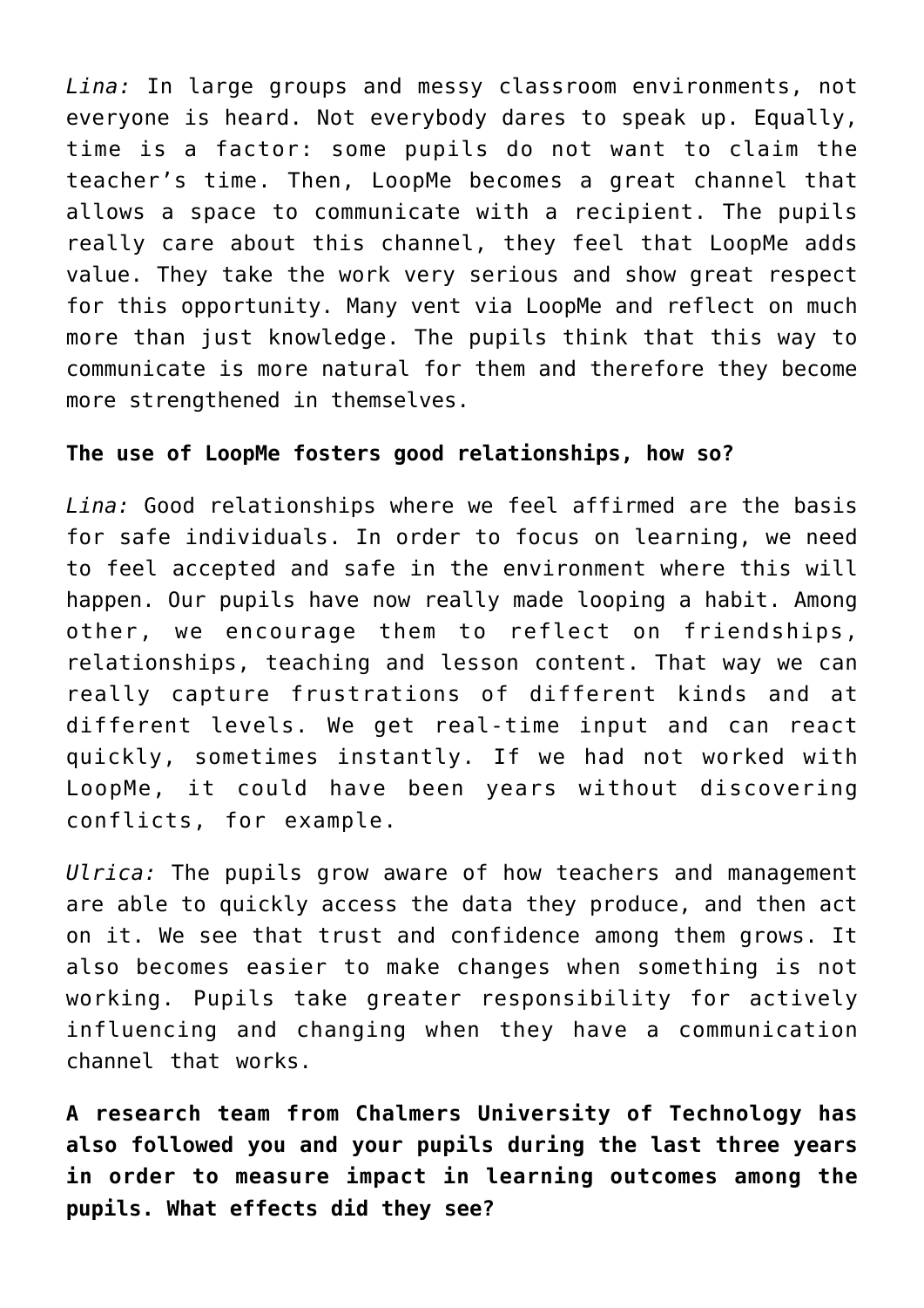*Lina:* In large groups and messy classroom environments, not everyone is heard. Not everybody dares to speak up. Equally, time is a factor: some pupils do not want to claim the teacher's time. Then, LoopMe becomes a great channel that allows a space to communicate with a recipient. The pupils really care about this channel, they feel that LoopMe adds value. They take the work very serious and show great respect for this opportunity. Many vent via LoopMe and reflect on much more than just knowledge. The pupils think that this way to communicate is more natural for them and therefore they become more strengthened in themselves.

**The use of LoopMe fosters good relationships, how so?**

*Lina:* Good relationships where we feel affirmed are the basis for safe individuals. In order to focus on learning, we need to feel accepted and safe in the environment where this will happen. Our pupils have now really made looping a habit. Among other, we encourage them to reflect on friendships, relationships, teaching and lesson content. That way we can really capture frustrations of different kinds and at different levels. We get real-time input and can react quickly, sometimes instantly. If we had not worked with LoopMe, it could have been years without discovering conflicts, for example.

*Ulrica:* The pupils grow aware of how teachers and management are able to quickly access the data they produce, and then act on it. We see that trust and confidence among them grows. It also becomes easier to make changes when something is not working. Pupils take greater responsibility for actively influencing and changing when they have a communication channel that works.

**A research team from Chalmers University of Technology has also followed you and your pupils during the last three years in order to measure impact in learning outcomes among the pupils. What effects did they see?**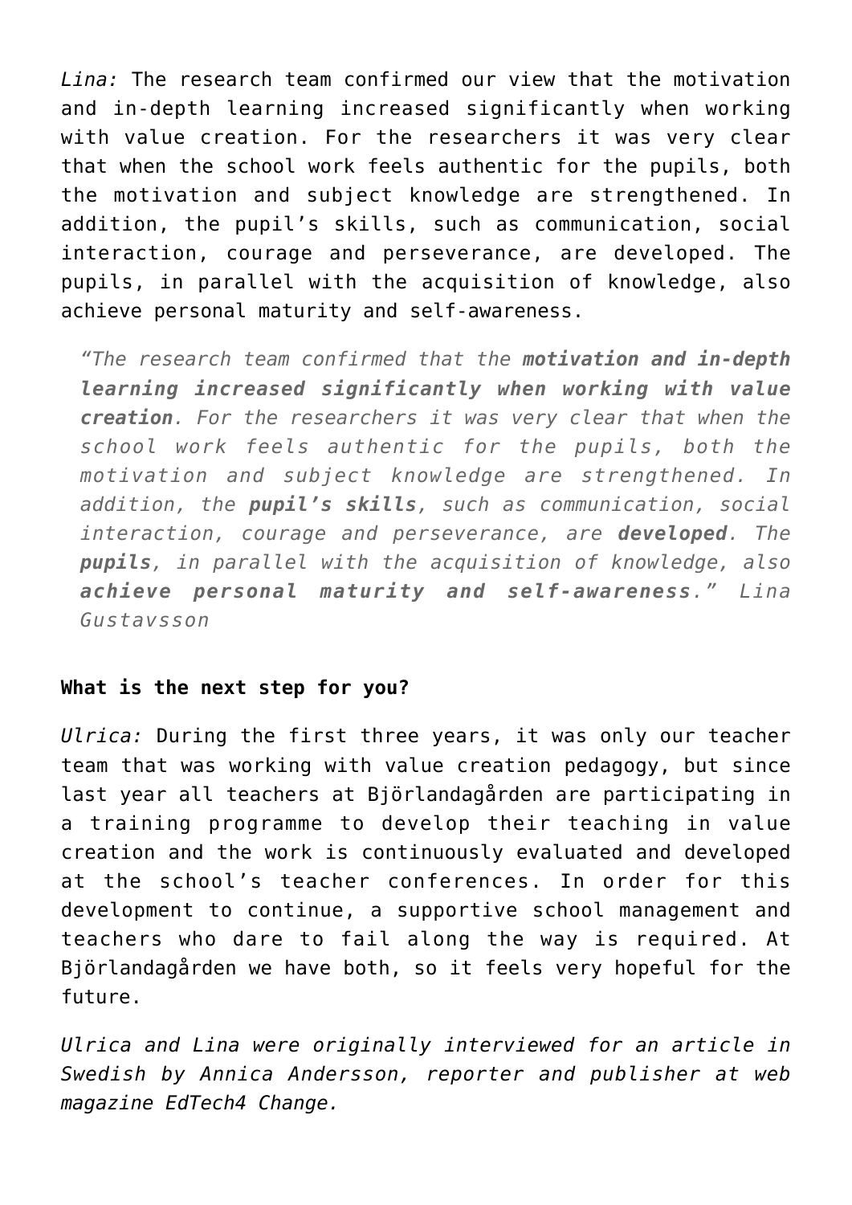*Lina:* The research team confirmed our view that the motivation and in-depth learning increased significantly when working with value creation. For the researchers it was very clear that when the school work feels authentic for the pupils, both the motivation and subject knowledge are strengthened. In addition, the pupil's skills, such as communication, social interaction, courage and perseverance, are developed. The pupils, in parallel with the acquisition of knowledge, also achieve personal maturity and self-awareness.

> *"The research team confirmed that the **motivation and in-depth learning increased significantly when working with value creation**. For the researchers it was very clear that when the school work feels authentic for the pupils, both the motivation and subject knowledge are strengthened. In addition, the **pupil's skills**, such as communication, social interaction, courage and perseverance, are **developed**. The **pupils**, in parallel with the acquisition of knowledge, also **achieve personal maturity and self-awareness**." Lina Gustavsson*

**What is the next step for you?**

*Ulrica:* During the first three years, it was only our teacher team that was working with value creation pedagogy, but since last year all teachers at Björlandagården are participating in a training programme to develop their teaching in value creation and the work is continuously evaluated and developed at the school's teacher conferences. In order for this development to continue, a supportive school management and teachers who dare to fail along the way is required. At Björlandagården we have both, so it feels very hopeful for the future.

*Ulrica and Lina were originally interviewed for an article in Swedish by Annica Andersson, reporter and publisher at web magazine EdTech4 Change.*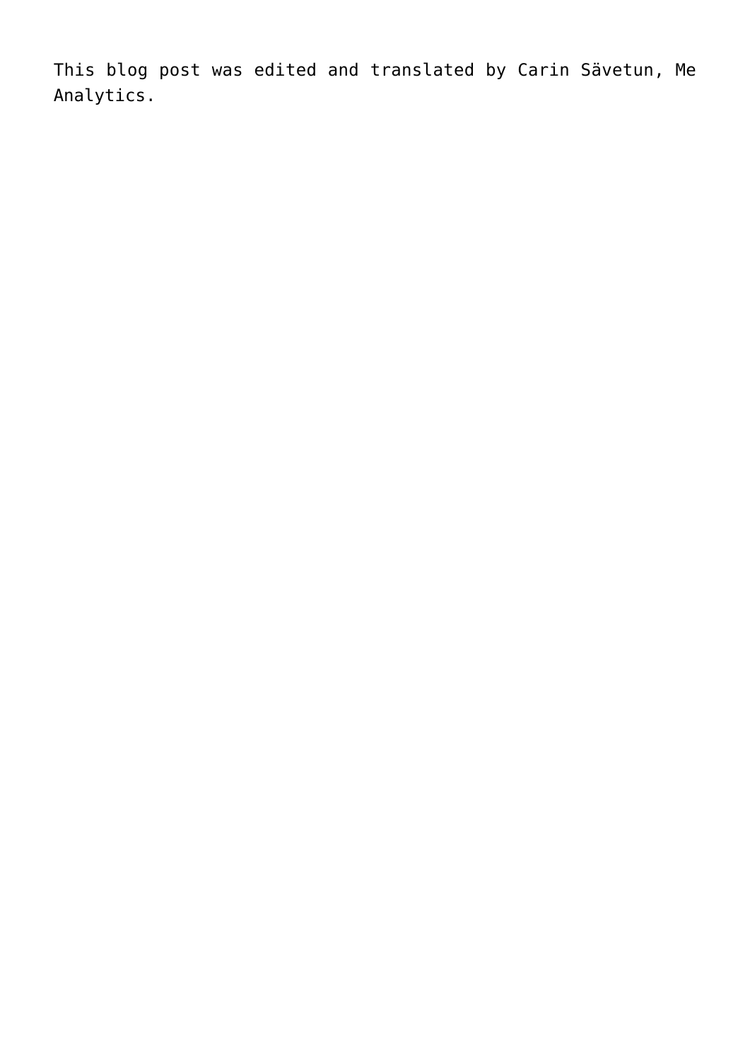This blog post was edited and translated by Carin Sävetun, Me Analytics.